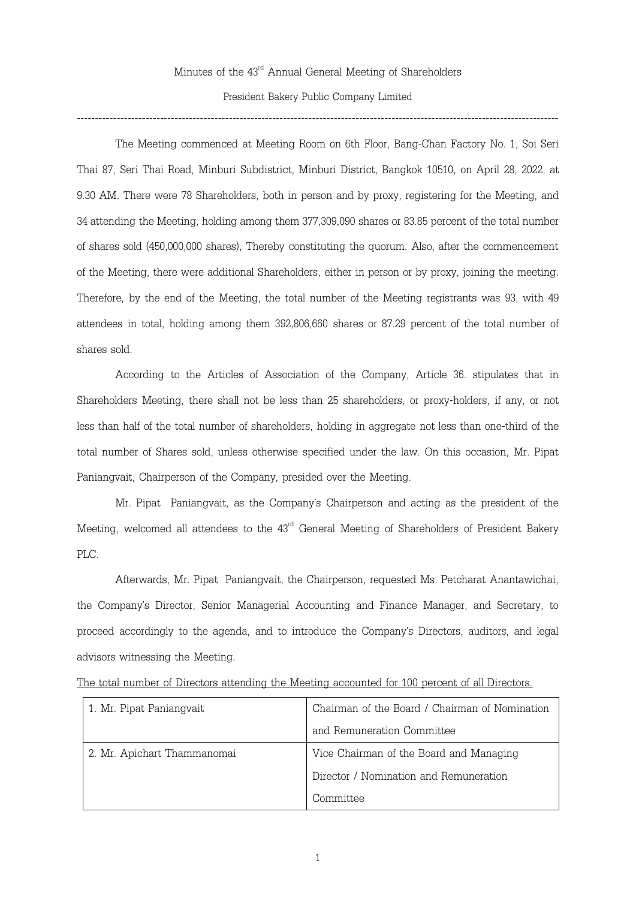Minutes of the 43rd Annual General Meeting of Shareholders

President Bakery Public Company Limited

---

The Meeting commenced at Meeting Room on 6th Floor, Bang-Chan Factory No. 1, Soi Seri Thai 87, Seri Thai Road, Minburi Subdistrict, Minburi District, Bangkok 10510, on April 28, 2022, at 9.30 AM. There were 78 Shareholders, both in person and by proxy, registering for the Meeting, and 34 attending the Meeting, holding among them 377,309,090 shares or 83.85 percent of the total number of shares sold (450,000,000 shares), Thereby constituting the quorum. Also, after the commencement of the Meeting, there were additional Shareholders, either in person or by proxy, joining the meeting. Therefore, by the end of the Meeting, the total number of the Meeting registrants was 93, with 49 attendees in total, holding among them 392,806,660 shares or 87.29 percent of the total number of shares sold.

According to the Articles of Association of the Company, Article 36. stipulates that in Shareholders Meeting, there shall not be less than 25 shareholders, or proxy-holders, if any, or not less than half of the total number of shareholders, holding in aggregate not less than one-third of the total number of Shares sold, unless otherwise specified under the law. On this occasion, Mr. Pipat Paniangvait, Chairperson of the Company, presided over the Meeting.

Mr. Pipat Paniangvait, as the Company's Chairperson and acting as the president of the Meeting, welcomed all attendees to the 43rd General Meeting of Shareholders of President Bakery PLC.

Afterwards, Mr. Pipat Paniangvait, the Chairperson, requested Ms. Petcharat Anantawichai, the Company's Director, Senior Managerial Accounting and Finance Manager, and Secretary, to proceed accordingly to the agenda, and to introduce the Company's Directors, auditors, and legal advisors witnessing the Meeting.

The total number of Directors attending the Meeting accounted for 100 percent of all Directors.

| | |
|---|---|
| 1. Mr. Pipat Paniangvait | Chairman of the Board / Chairman of Nomination and Remuneration Committee |
| 2. Mr. Apichart Thammanomai | Vice Chairman of the Board and Managing Director / Nomination and Remuneration Committee |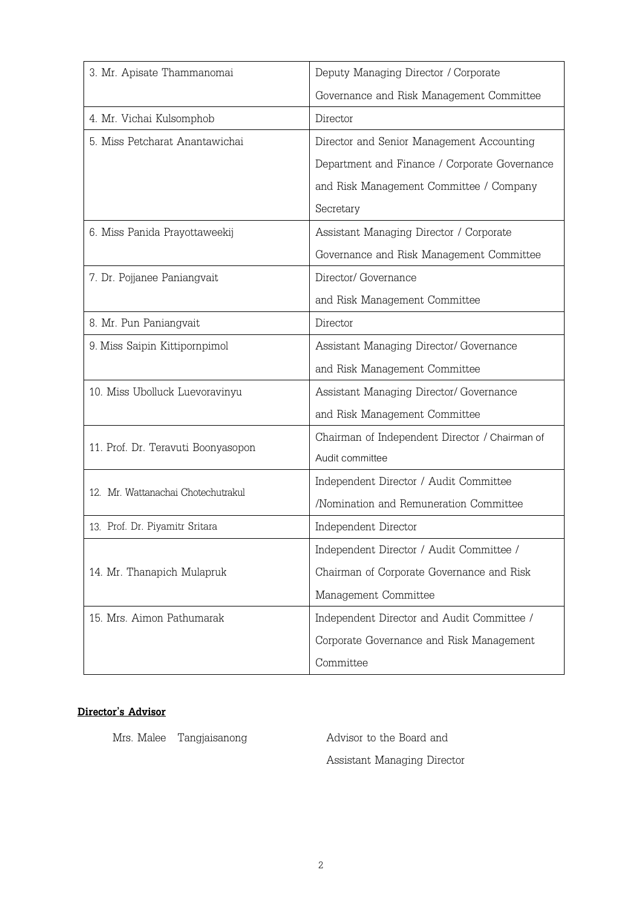| | |
|---|---|
| 3. Mr. Apisate Thammanomai | Deputy Managing Director / Corporate Governance and Risk Management Committee |
| 4. Mr. Vichai Kulsomphob | Director |
| 5. Miss Petcharat Anantawichai | Director and Senior Management Accounting Department and Finance / Corporate Governance and Risk Management Committee / Company Secretary |
| 6. Miss Panida Prayottaweekij | Assistant Managing Director / Corporate Governance and Risk Management Committee |
| 7. Dr. Pojjanee Paniangvait | Director/ Governance and Risk Management Committee |
| 8. Mr. Pun Paniangvait | Director |
| 9. Miss Saipin Kittipornpimol | Assistant Managing Director/ Governance and Risk Management Committee |
| 10. Miss Ubolluck Luevoravinyu | Assistant Managing Director/ Governance and Risk Management Committee |
| 11. Prof. Dr. Teravuti Boonyasopon | Chairman of Independent Director / Chairman of Audit committee |
| 12. Mr. Wattanachai Chotechutrakul | Independent Director / Audit Committee /Nomination and Remuneration Committee |
| 13. Prof. Dr. Piyamitr Sritara | Independent Director |
| 14. Mr. Thanapich Mulapruk | Independent Director / Audit Committee / Chairman of Corporate Governance and Risk Management Committee |
| 15. Mrs. Aimon Pathumarak | Independent Director and Audit Committee / Corporate Governance and Risk Management Committee |

**Director's Advisor**

Mrs. Malee Tangjaisanong — Advisor to the Board and Assistant Managing Director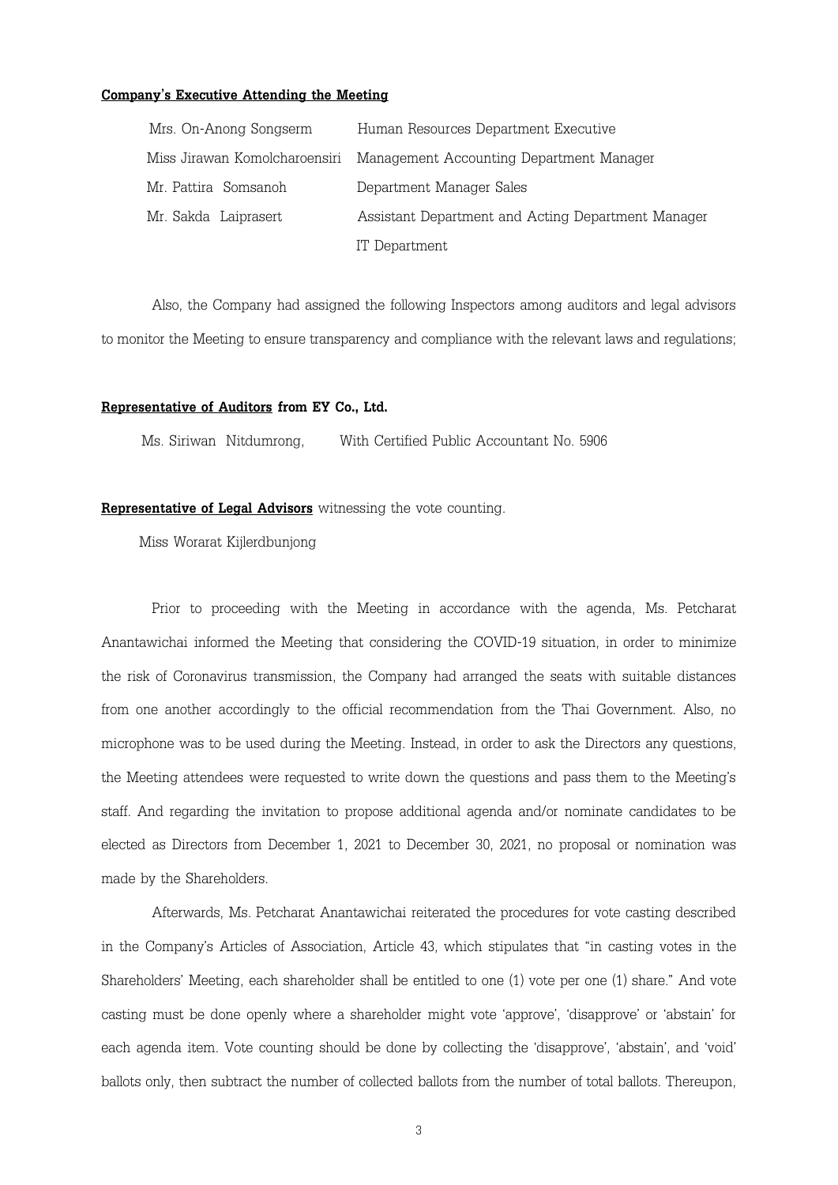**Company's Executive Attending the Meeting**

| | |
|---|---|
| Mrs. On-Anong Songserm | Human Resources Department Executive |
| Miss Jirawan Komolcharoensiri | Management Accounting Department Manager |
| Mr. Pattira Somsanoh | Department Manager Sales |
| Mr. Sakda Laiprasert | Assistant Department and Acting Department Manager IT Department |

Also, the Company had assigned the following Inspectors among auditors and legal advisors to monitor the Meeting to ensure transparency and compliance with the relevant laws and regulations;

**Representative of Auditors from EY Co., Ltd.**

Ms. Siriwan Nitdumrong, With Certified Public Accountant No. 5906

**Representative of Legal Advisors** witnessing the vote counting.

Miss Worarat Kijlerdbunjong

Prior to proceeding with the Meeting in accordance with the agenda, Ms. Petcharat Anantawichai informed the Meeting that considering the COVID-19 situation, in order to minimize the risk of Coronavirus transmission, the Company had arranged the seats with suitable distances from one another accordingly to the official recommendation from the Thai Government. Also, no microphone was to be used during the Meeting. Instead, in order to ask the Directors any questions, the Meeting attendees were requested to write down the questions and pass them to the Meeting's staff. And regarding the invitation to propose additional agenda and/or nominate candidates to be elected as Directors from December 1, 2021 to December 30, 2021, no proposal or nomination was made by the Shareholders.

Afterwards, Ms. Petcharat Anantawichai reiterated the procedures for vote casting described in the Company's Articles of Association, Article 43, which stipulates that "in casting votes in the Shareholders' Meeting, each shareholder shall be entitled to one (1) vote per one (1) share." And vote casting must be done openly where a shareholder might vote 'approve', 'disapprove' or 'abstain' for each agenda item. Vote counting should be done by collecting the 'disapprove', 'abstain', and 'void' ballots only, then subtract the number of collected ballots from the number of total ballots. Thereupon,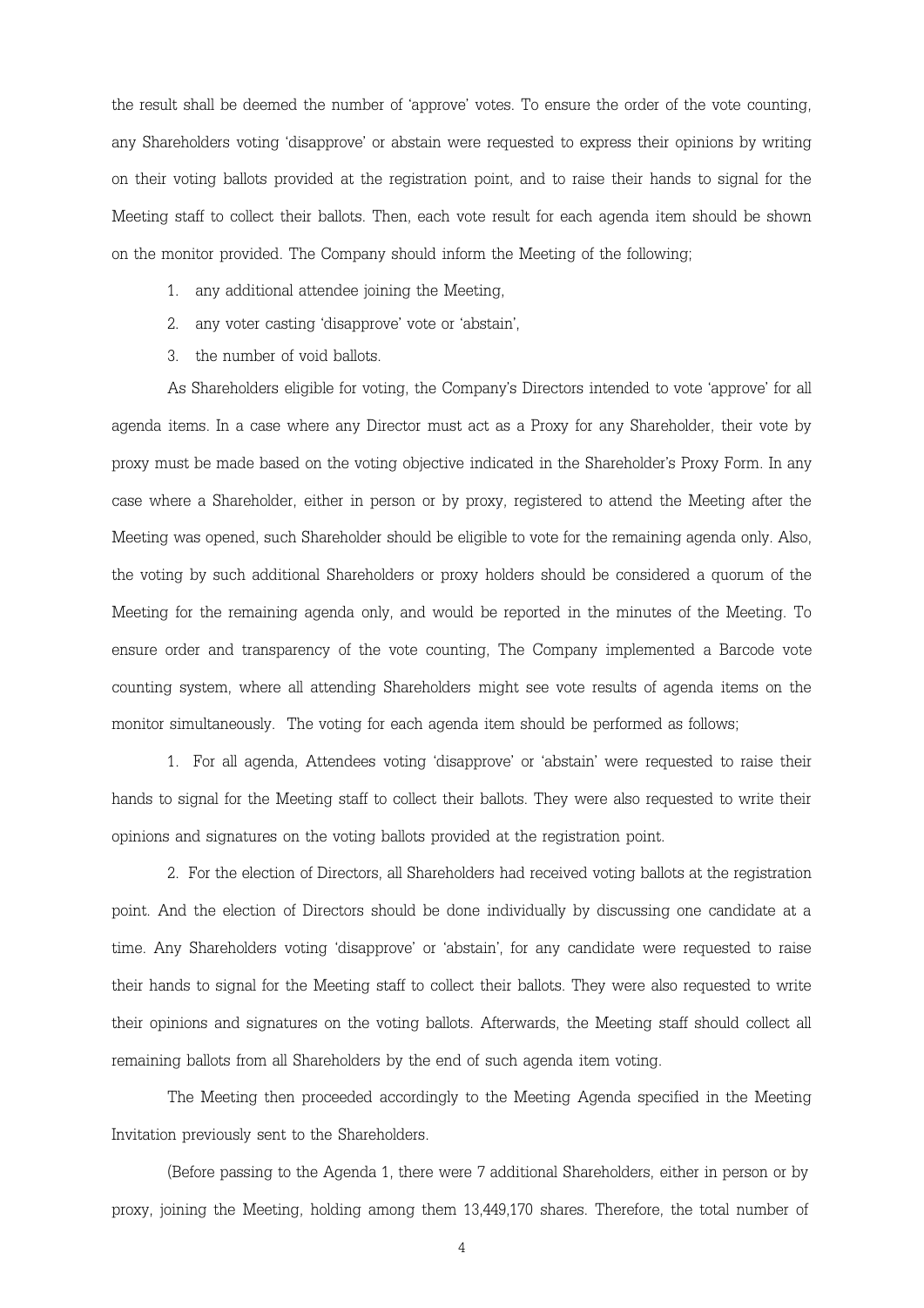the result shall be deemed the number of 'approve' votes. To ensure the order of the vote counting, any Shareholders voting 'disapprove' or abstain were requested to express their opinions by writing on their voting ballots provided at the registration point, and to raise their hands to signal for the Meeting staff to collect their ballots. Then, each vote result for each agenda item should be shown on the monitor provided. The Company should inform the Meeting of the following;

1. any additional attendee joining the Meeting,
2. any voter casting 'disapprove' vote or 'abstain',
3. the number of void ballots.

As Shareholders eligible for voting, the Company's Directors intended to vote 'approve' for all agenda items. In a case where any Director must act as a Proxy for any Shareholder, their vote by proxy must be made based on the voting objective indicated in the Shareholder's Proxy Form. In any case where a Shareholder, either in person or by proxy, registered to attend the Meeting after the Meeting was opened, such Shareholder should be eligible to vote for the remaining agenda only. Also, the voting by such additional Shareholders or proxy holders should be considered a quorum of the Meeting for the remaining agenda only, and would be reported in the minutes of the Meeting. To ensure order and transparency of the vote counting, The Company implemented a Barcode vote counting system, where all attending Shareholders might see vote results of agenda items on the monitor simultaneously. The voting for each agenda item should be performed as follows;

1. For all agenda, Attendees voting 'disapprove' or 'abstain' were requested to raise their hands to signal for the Meeting staff to collect their ballots. They were also requested to write their opinions and signatures on the voting ballots provided at the registration point.

2. For the election of Directors, all Shareholders had received voting ballots at the registration point. And the election of Directors should be done individually by discussing one candidate at a time. Any Shareholders voting 'disapprove' or 'abstain', for any candidate were requested to raise their hands to signal for the Meeting staff to collect their ballots. They were also requested to write their opinions and signatures on the voting ballots. Afterwards, the Meeting staff should collect all remaining ballots from all Shareholders by the end of such agenda item voting.

The Meeting then proceeded accordingly to the Meeting Agenda specified in the Meeting Invitation previously sent to the Shareholders.

(Before passing to the Agenda 1, there were 7 additional Shareholders, either in person or by proxy, joining the Meeting, holding among them 13,449,170 shares. Therefore, the total number of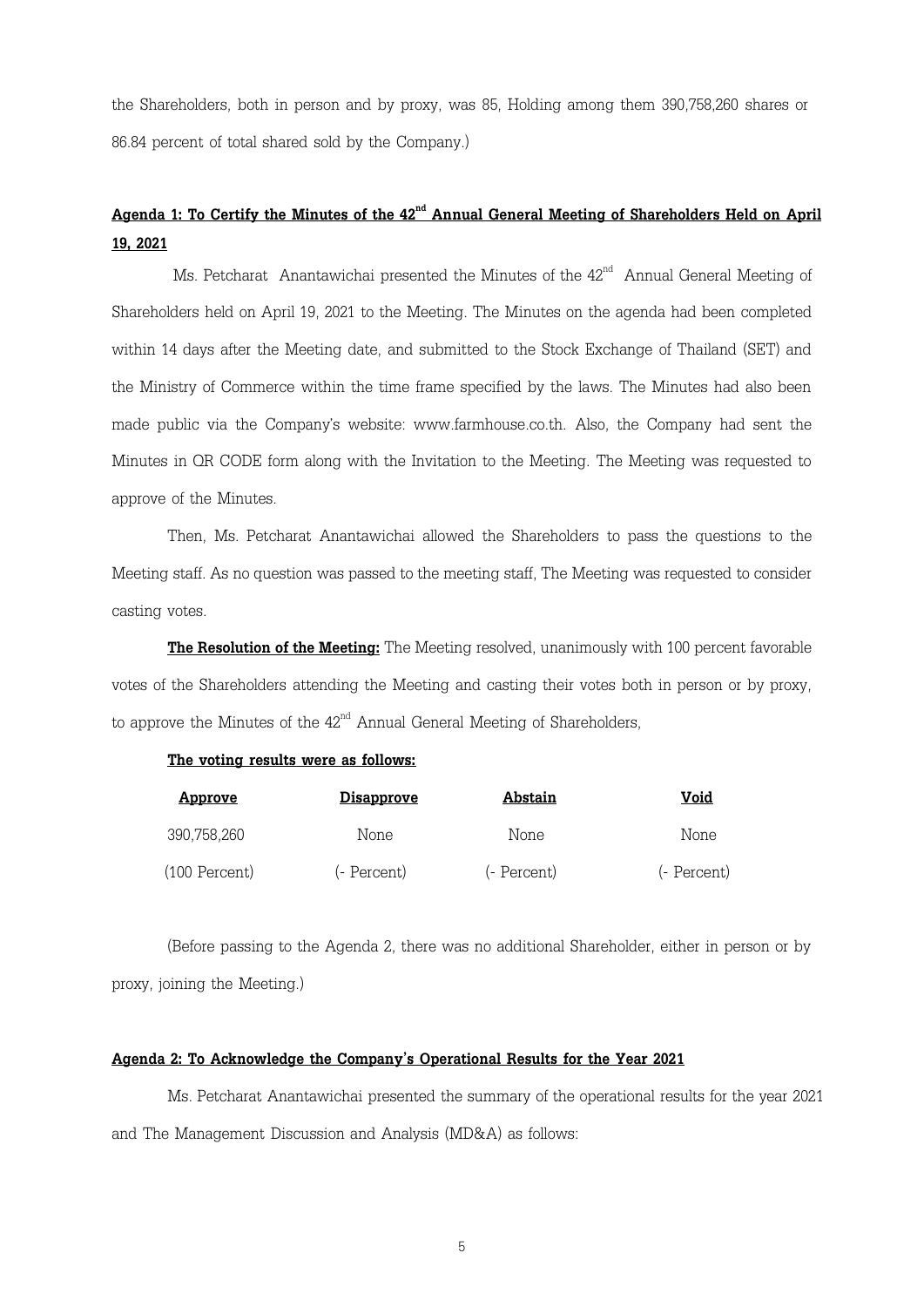the Shareholders, both in person and by proxy, was 85, Holding among them 390,758,260 shares or 86.84 percent of total shared sold by the Company.)

**Agenda 1: To Certify the Minutes of the 42nd Annual General Meeting of Shareholders Held on April 19, 2021**

Ms. Petcharat Anantawichai presented the Minutes of the 42nd Annual General Meeting of Shareholders held on April 19, 2021 to the Meeting. The Minutes on the agenda had been completed within 14 days after the Meeting date, and submitted to the Stock Exchange of Thailand (SET) and the Ministry of Commerce within the time frame specified by the laws. The Minutes had also been made public via the Company's website: www.farmhouse.co.th. Also, the Company had sent the Minutes in QR CODE form along with the Invitation to the Meeting. The Meeting was requested to approve of the Minutes.

Then, Ms. Petcharat Anantawichai allowed the Shareholders to pass the questions to the Meeting staff. As no question was passed to the meeting staff, The Meeting was requested to consider casting votes.

**The Resolution of the Meeting:** The Meeting resolved, unanimously with 100 percent favorable votes of the Shareholders attending the Meeting and casting their votes both in person or by proxy, to approve the Minutes of the 42nd Annual General Meeting of Shareholders,

**The voting results were as follows:**

| Approve | Disapprove | Abstain | Void |
|---|---|---|---|
| 390,758,260 | None | None | None |
| (100 Percent) | (- Percent) | (- Percent) | (- Percent) |

(Before passing to the Agenda 2, there was no additional Shareholder, either in person or by proxy, joining the Meeting.)

**Agenda 2: To Acknowledge the Company's Operational Results for the Year 2021**

Ms. Petcharat Anantawichai presented the summary of the operational results for the year 2021 and The Management Discussion and Analysis (MD&A) as follows: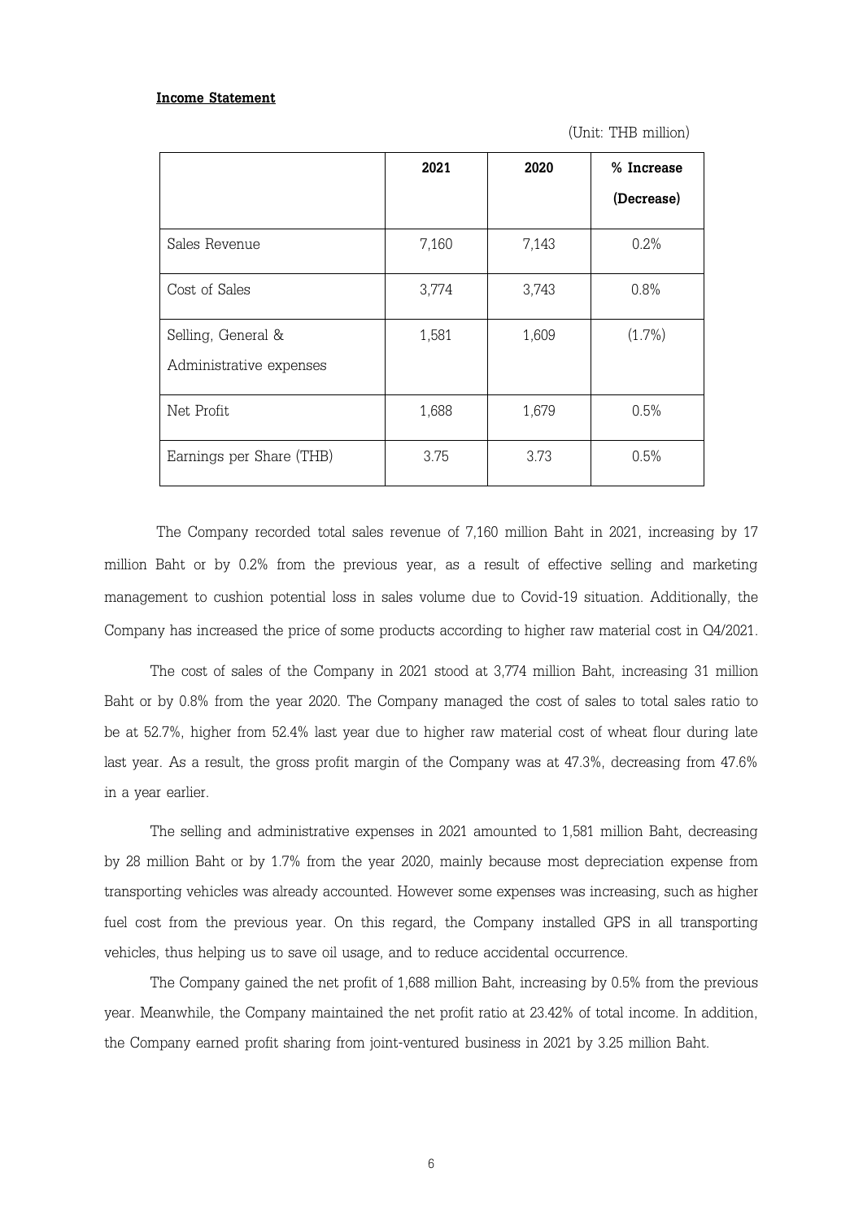**Income Statement**

(Unit: THB million)

| | 2021 | 2020 | % Increase (Decrease) |
|---|---|---|---|
| Sales Revenue | 7,160 | 7,143 | 0.2% |
| Cost of Sales | 3,774 | 3,743 | 0.8% |
| Selling, General & Administrative expenses | 1,581 | 1,609 | (1.7%) |
| Net Profit | 1,688 | 1,679 | 0.5% |
| Earnings per Share (THB) | 3.75 | 3.73 | 0.5% |

The Company recorded total sales revenue of 7,160 million Baht in 2021, increasing by 17 million Baht or by 0.2% from the previous year, as a result of effective selling and marketing management to cushion potential loss in sales volume due to Covid-19 situation. Additionally, the Company has increased the price of some products according to higher raw material cost in Q4/2021.

The cost of sales of the Company in 2021 stood at 3,774 million Baht, increasing 31 million Baht or by 0.8% from the year 2020. The Company managed the cost of sales to total sales ratio to be at 52.7%, higher from 52.4% last year due to higher raw material cost of wheat flour during late last year. As a result, the gross profit margin of the Company was at 47.3%, decreasing from 47.6% in a year earlier.

The selling and administrative expenses in 2021 amounted to 1,581 million Baht, decreasing by 28 million Baht or by 1.7% from the year 2020, mainly because most depreciation expense from transporting vehicles was already accounted. However some expenses was increasing, such as higher fuel cost from the previous year. On this regard, the Company installed GPS in all transporting vehicles, thus helping us to save oil usage, and to reduce accidental occurrence.

The Company gained the net profit of 1,688 million Baht, increasing by 0.5% from the previous year. Meanwhile, the Company maintained the net profit ratio at 23.42% of total income. In addition, the Company earned profit sharing from joint-ventured business in 2021 by 3.25 million Baht.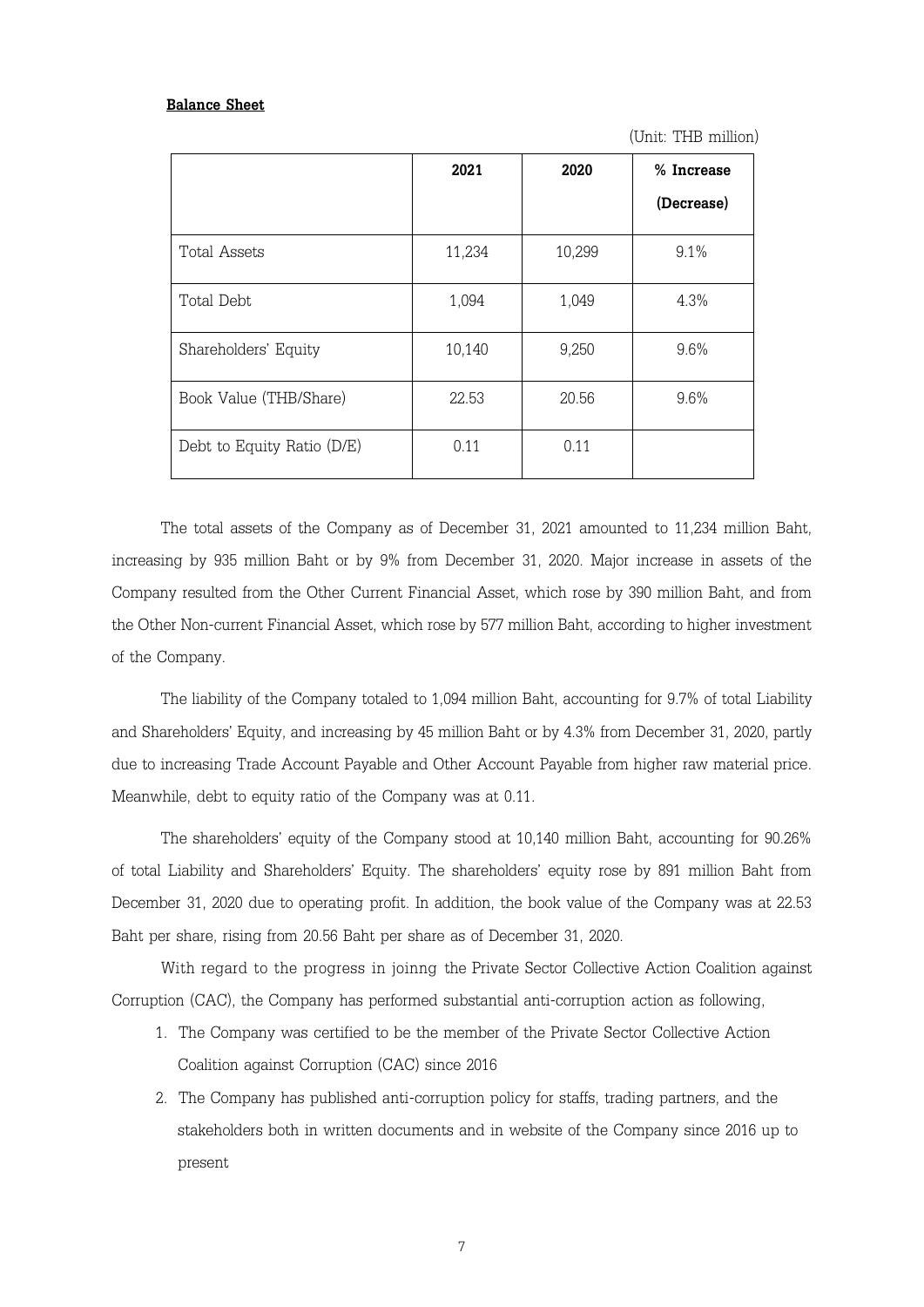**Balance Sheet**

(Unit: THB million)

| | 2021 | 2020 | % Increase (Decrease) |
|---|---|---|---|
| Total Assets | 11,234 | 10,299 | 9.1% |
| Total Debt | 1,094 | 1,049 | 4.3% |
| Shareholders' Equity | 10,140 | 9,250 | 9.6% |
| Book Value (THB/Share) | 22.53 | 20.56 | 9.6% |
| Debt to Equity Ratio (D/E) | 0.11 | 0.11 | |

The total assets of the Company as of December 31, 2021 amounted to 11,234 million Baht, increasing by 935 million Baht or by 9% from December 31, 2020. Major increase in assets of the Company resulted from the Other Current Financial Asset, which rose by 390 million Baht, and from the Other Non-current Financial Asset, which rose by 577 million Baht, according to higher investment of the Company.

The liability of the Company totaled to 1,094 million Baht, accounting for 9.7% of total Liability and Shareholders' Equity, and increasing by 45 million Baht or by 4.3% from December 31, 2020, partly due to increasing Trade Account Payable and Other Account Payable from higher raw material price. Meanwhile, debt to equity ratio of the Company was at 0.11.

The shareholders' equity of the Company stood at 10,140 million Baht, accounting for 90.26% of total Liability and Shareholders' Equity. The shareholders' equity rose by 891 million Baht from December 31, 2020 due to operating profit. In addition, the book value of the Company was at 22.53 Baht per share, rising from 20.56 Baht per share as of December 31, 2020.

With regard to the progress in joinng the Private Sector Collective Action Coalition against Corruption (CAC), the Company has performed substantial anti-corruption action as following,

1. The Company was certified to be the member of the Private Sector Collective Action Coalition against Corruption (CAC) since 2016
2. The Company has published anti-corruption policy for staffs, trading partners, and the stakeholders both in written documents and in website of the Company since 2016 up to present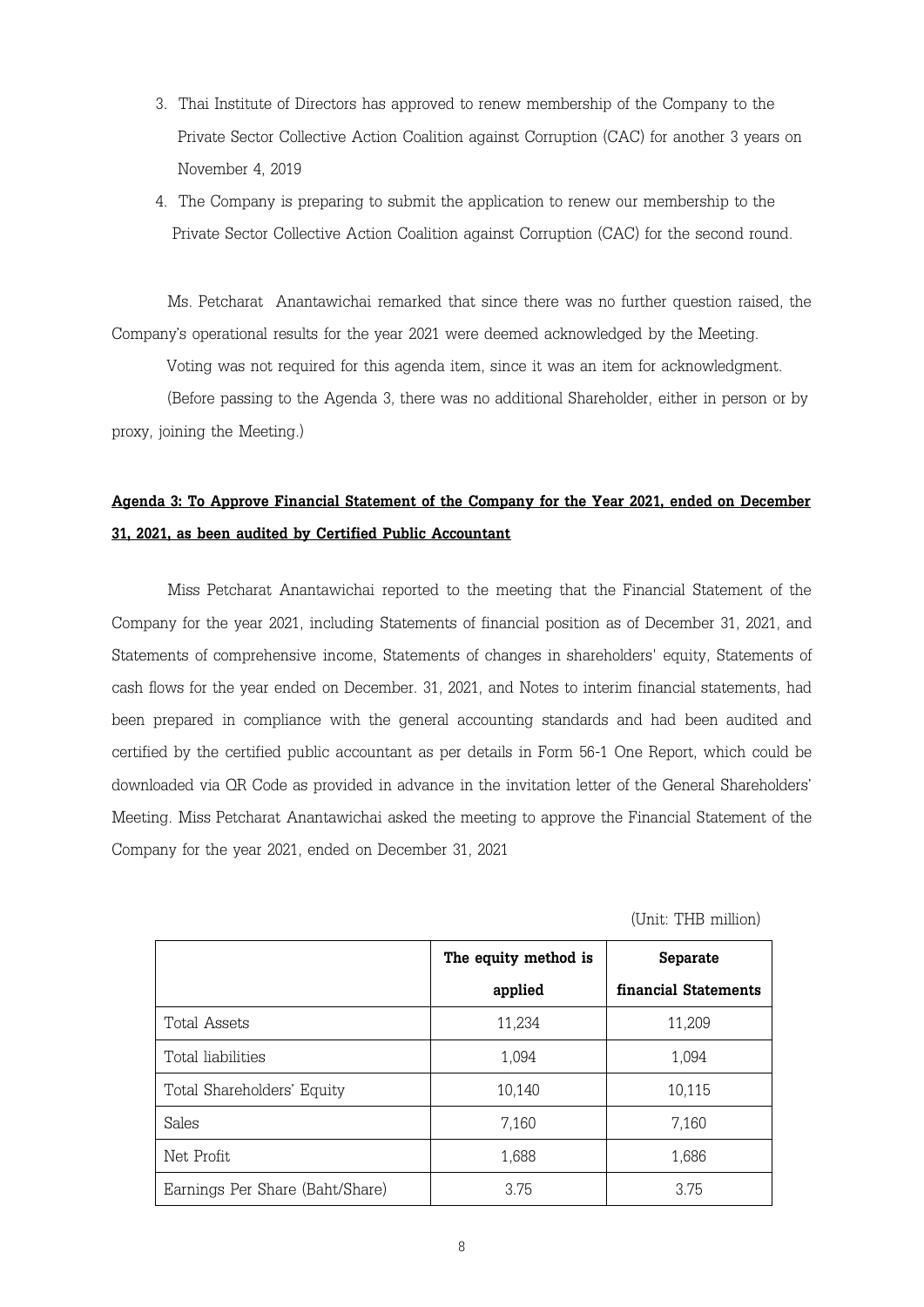3. Thai Institute of Directors has approved to renew membership of the Company to the Private Sector Collective Action Coalition against Corruption (CAC) for another 3 years on November 4, 2019
4. The Company is preparing to submit the application to renew our membership to the Private Sector Collective Action Coalition against Corruption (CAC) for the second round.

Ms. Petcharat Anantawichai remarked that since there was no further question raised, the Company's operational results for the year 2021 were deemed acknowledged by the Meeting.

Voting was not required for this agenda item, since it was an item for acknowledgment.

(Before passing to the Agenda 3, there was no additional Shareholder, either in person or by proxy, joining the Meeting.)

**Agenda 3: To Approve Financial Statement of the Company for the Year 2021, ended on December 31, 2021, as been audited by Certified Public Accountant**

Miss Petcharat Anantawichai reported to the meeting that the Financial Statement of the Company for the year 2021, including Statements of financial position as of December 31, 2021, and Statements of comprehensive income, Statements of changes in shareholders' equity, Statements of cash flows for the year ended on December. 31, 2021, and Notes to interim financial statements, had been prepared in compliance with the general accounting standards and had been audited and certified by the certified public accountant as per details in Form 56-1 One Report, which could be downloaded via QR Code as provided in advance in the invitation letter of the General Shareholders' Meeting. Miss Petcharat Anantawichai asked the meeting to approve the Financial Statement of the Company for the year 2021, ended on December 31, 2021

(Unit: THB million)

| | **The equity method is applied** | **Separate financial Statements** |
|---|---|---|
| Total Assets | 11,234 | 11,209 |
| Total liabilities | 1,094 | 1,094 |
| Total Shareholders' Equity | 10,140 | 10,115 |
| Sales | 7,160 | 7,160 |
| Net Profit | 1,688 | 1,686 |
| Earnings Per Share (Baht/Share) | 3.75 | 3.75 |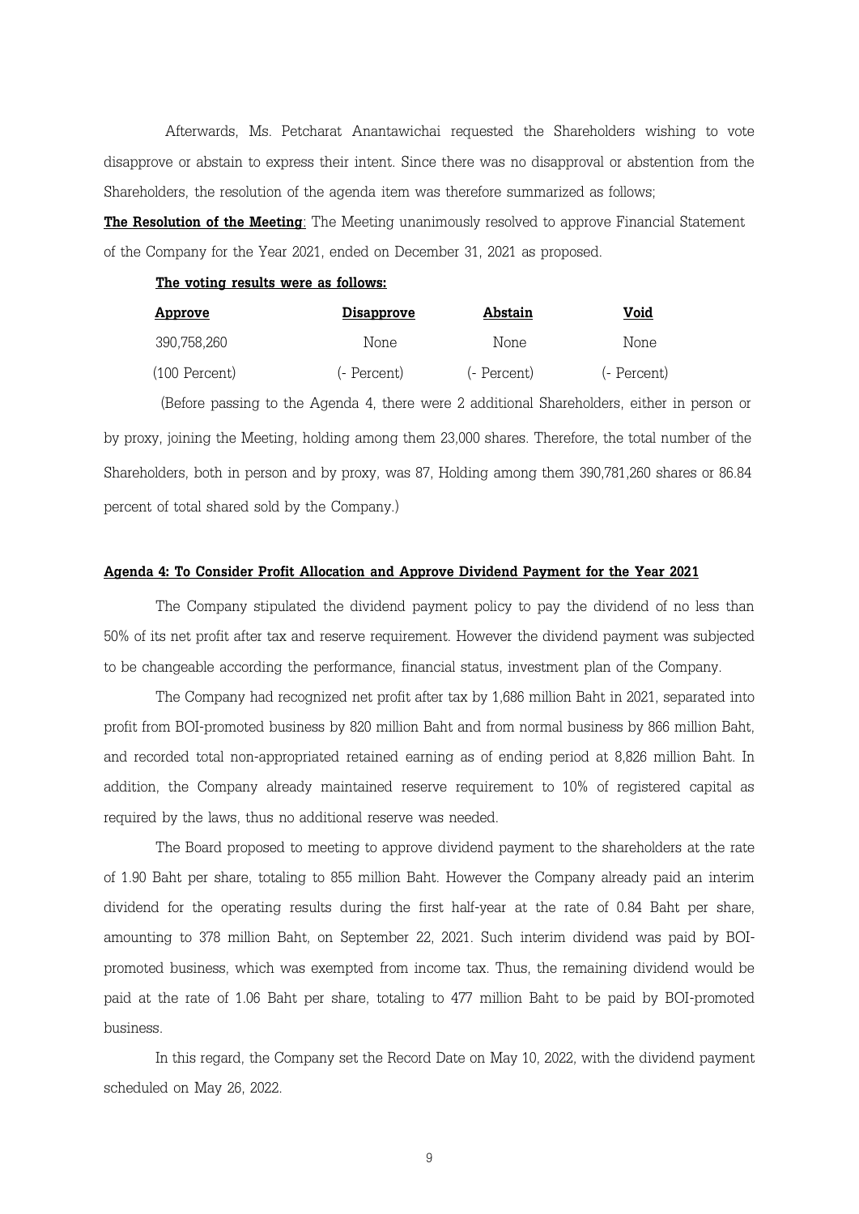Afterwards, Ms. Petcharat Anantawichai requested the Shareholders wishing to vote disapprove or abstain to express their intent. Since there was no disapproval or abstention from the Shareholders, the resolution of the agenda item was therefore summarized as follows;

**The Resolution of the Meeting**: The Meeting unanimously resolved to approve Financial Statement of the Company for the Year 2021, ended on December 31, 2021 as proposed.

**The voting results were as follows:**

| Approve | Disapprove | Abstain | Void |
|---|---|---|---|
| 390,758,260 | None | None | None |
| (100 Percent) | (- Percent) | (- Percent) | (- Percent) |

(Before passing to the Agenda 4, there were 2 additional Shareholders, either in person or by proxy, joining the Meeting, holding among them 23,000 shares. Therefore, the total number of the Shareholders, both in person and by proxy, was 87, Holding among them 390,781,260 shares or 86.84 percent of total shared sold by the Company.)

**Agenda 4: To Consider Profit Allocation and Approve Dividend Payment for the Year 2021**

The Company stipulated the dividend payment policy to pay the dividend of no less than 50% of its net profit after tax and reserve requirement. However the dividend payment was subjected to be changeable according the performance, financial status, investment plan of the Company.

The Company had recognized net profit after tax by 1,686 million Baht in 2021, separated into profit from BOI-promoted business by 820 million Baht and from normal business by 866 million Baht, and recorded total non-appropriated retained earning as of ending period at 8,826 million Baht. In addition, the Company already maintained reserve requirement to 10% of registered capital as required by the laws, thus no additional reserve was needed.

The Board proposed to meeting to approve dividend payment to the shareholders at the rate of 1.90 Baht per share, totaling to 855 million Baht. However the Company already paid an interim dividend for the operating results during the first half-year at the rate of 0.84 Baht per share, amounting to 378 million Baht, on September 22, 2021. Such interim dividend was paid by BOI-promoted business, which was exempted from income tax. Thus, the remaining dividend would be paid at the rate of 1.06 Baht per share, totaling to 477 million Baht to be paid by BOI-promoted business.

In this regard, the Company set the Record Date on May 10, 2022, with the dividend payment scheduled on May 26, 2022.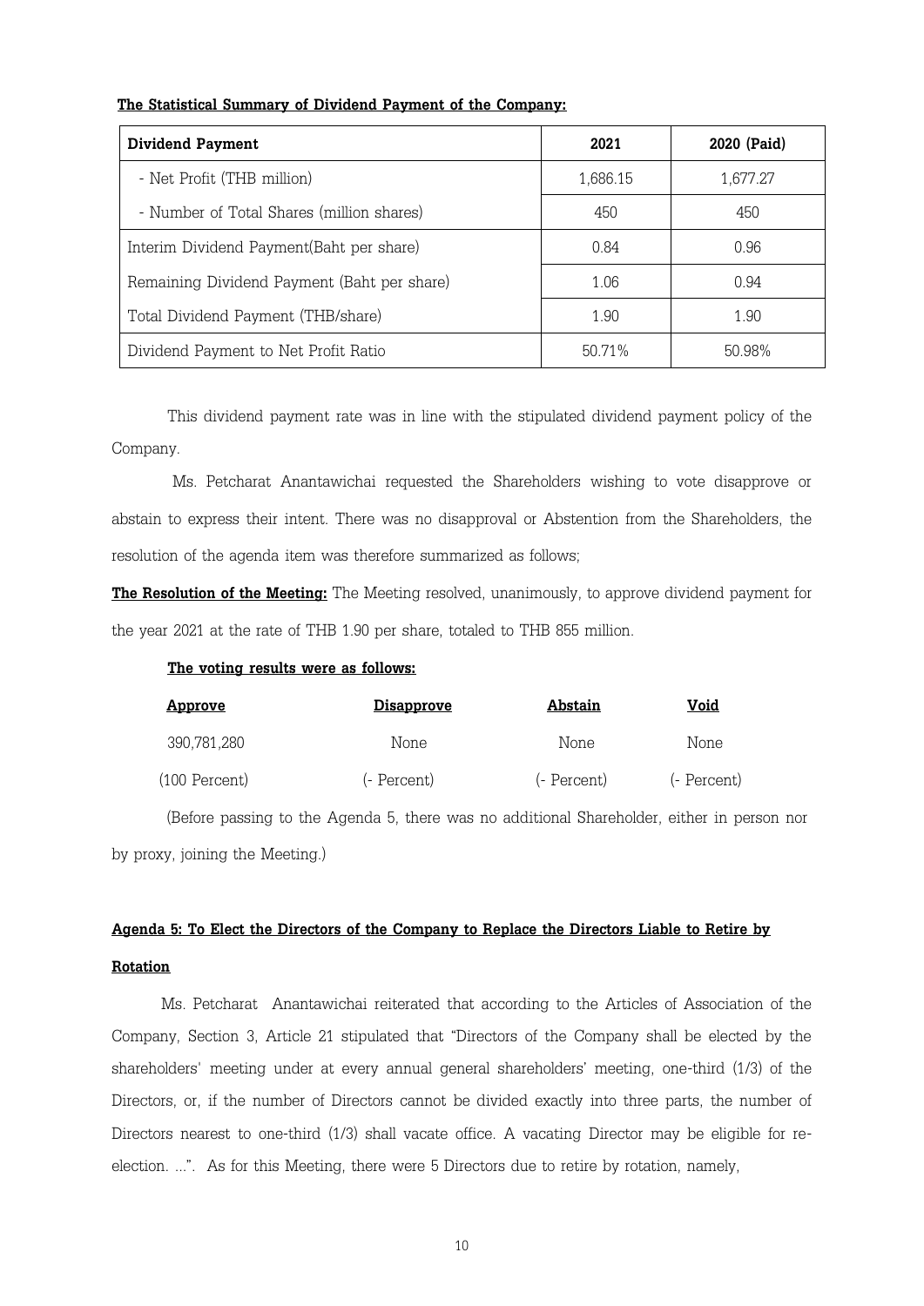**The Statistical Summary of Dividend Payment of the Company:**

| Dividend Payment | 2021 | 2020 (Paid) |
|---|---|---|
| - Net Profit (THB million) | 1,686.15 | 1,677.27 |
| - Number of Total Shares (million shares) | 450 | 450 |
| Interim Dividend Payment(Baht per share) | 0.84 | 0.96 |
| Remaining Dividend Payment (Baht per share) | 1.06 | 0.94 |
| Total Dividend Payment (THB/share) | 1.90 | 1.90 |
| Dividend Payment to Net Profit Ratio | 50.71% | 50.98% |

This dividend payment rate was in line with the stipulated dividend payment policy of the Company.

Ms. Petcharat Anantawichai requested the Shareholders wishing to vote disapprove or abstain to express their intent. There was no disapproval or Abstention from the Shareholders, the resolution of the agenda item was therefore summarized as follows;

**The Resolution of the Meeting:** The Meeting resolved, unanimously, to approve dividend payment for the year 2021 at the rate of THB 1.90 per share, totaled to THB 855 million.

**The voting results were as follows:**

| Approve | Disapprove | Abstain | Void |
|---|---|---|---|
| 390,781,280 | None | None | None |
| (100 Percent) | (- Percent) | (- Percent) | (- Percent) |

(Before passing to the Agenda 5, there was no additional Shareholder, either in person nor by proxy, joining the Meeting.)

**Agenda 5: To Elect the Directors of the Company to Replace the Directors Liable to Retire by Rotation**

Ms. Petcharat Anantawichai reiterated that according to the Articles of Association of the Company, Section 3, Article 21 stipulated that "Directors of the Company shall be elected by the shareholders' meeting under at every annual general shareholders' meeting, one-third (1/3) of the Directors, or, if the number of Directors cannot be divided exactly into three parts, the number of Directors nearest to one-third (1/3) shall vacate office. A vacating Director may be eligible for re-election. ...". As for this Meeting, there were 5 Directors due to retire by rotation, namely,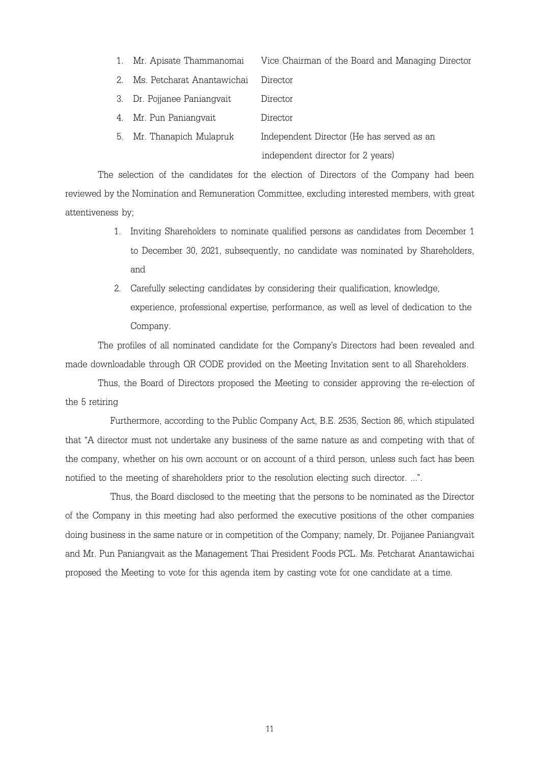1. Mr. Apisate Thammanomai — Vice Chairman of the Board and Managing Director
2. Ms. Petcharat Anantawichai — Director
3. Dr. Pojjanee Paniangvait — Director
4. Mr. Pun Paniangvait — Director
5. Mr. Thanapich Mulapruk — Independent Director (He has served as an independent director for 2 years)

The selection of the candidates for the election of Directors of the Company had been reviewed by the Nomination and Remuneration Committee, excluding interested members, with great attentiveness by;

1. Inviting Shareholders to nominate qualified persons as candidates from December 1 to December 30, 2021, subsequently, no candidate was nominated by Shareholders, and
2. Carefully selecting candidates by considering their qualification, knowledge, experience, professional expertise, performance, as well as level of dedication to the Company.

The profiles of all nominated candidate for the Company's Directors had been revealed and made downloadable through QR CODE provided on the Meeting Invitation sent to all Shareholders.

Thus, the Board of Directors proposed the Meeting to consider approving the re-election of the 5 retiring

Furthermore, according to the Public Company Act, B.E. 2535, Section 86, which stipulated that "A director must not undertake any business of the same nature as and competing with that of the company, whether on his own account or on account of a third person, unless such fact has been notified to the meeting of shareholders prior to the resolution electing such director. ...".

Thus, the Board disclosed to the meeting that the persons to be nominated as the Director of the Company in this meeting had also performed the executive positions of the other companies doing business in the same nature or in competition of the Company; namely, Dr. Pojjanee Paniangvait and Mr. Pun Paniangvait as the Management Thai President Foods PCL. Ms. Petcharat Anantawichai proposed the Meeting to vote for this agenda item by casting vote for one candidate at a time.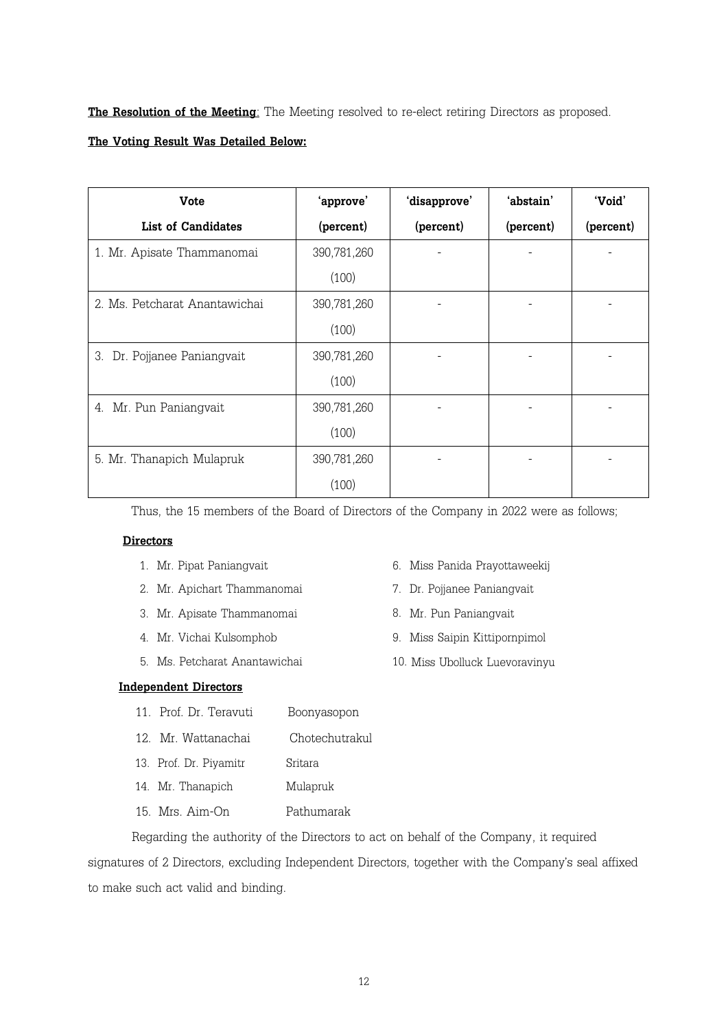**The Resolution of the Meeting**: The Meeting resolved to re-elect retiring Directors as proposed.

**The Voting Result Was Detailed Below:**

| Vote<br>List of Candidates | 'approve'<br>(percent) | 'disapprove'<br>(percent) | 'abstain'<br>(percent) | 'Void'<br>(percent) |
|---|---|---|---|---|
| 1. Mr. Apisate Thammanomai | 390,781,260<br>(100) | - | - | - |
| 2. Ms. Petcharat Anantawichai | 390,781,260<br>(100) | - | - | - |
| 3. Dr. Pojjanee Paniangvait | 390,781,260<br>(100) | - | - | - |
| 4. Mr. Pun Paniangvait | 390,781,260<br>(100) | - | - | - |
| 5. Mr. Thanapich Mulapruk | 390,781,260<br>(100) | - | - | - |

Thus, the 15 members of the Board of Directors of the Company in 2022 were as follows;

**Directors**

1. Mr. Pipat Paniangvait
2. Mr. Apichart Thammanomai
3. Mr. Apisate Thammanomai
4. Mr. Vichai Kulsomphob
5. Ms. Petcharat Anantawichai
6. Miss Panida Prayottaweekij
7. Dr. Pojjanee Paniangvait
8. Mr. Pun Paniangvait
9. Miss Saipin Kittipornpimol
10. Miss Ubolluck Luevoravinyu

**Independent Directors**

11. Prof. Dr. Teravuti Boonyasopon
12. Mr. Wattanachai Chotechutrakul
13. Prof. Dr. Piyamitr Sritara
14. Mr. Thanapich Mulapruk
15. Mrs. Aim-On Pathumarak

Regarding the authority of the Directors to act on behalf of the Company, it required signatures of 2 Directors, excluding Independent Directors, together with the Company's seal affixed to make such act valid and binding.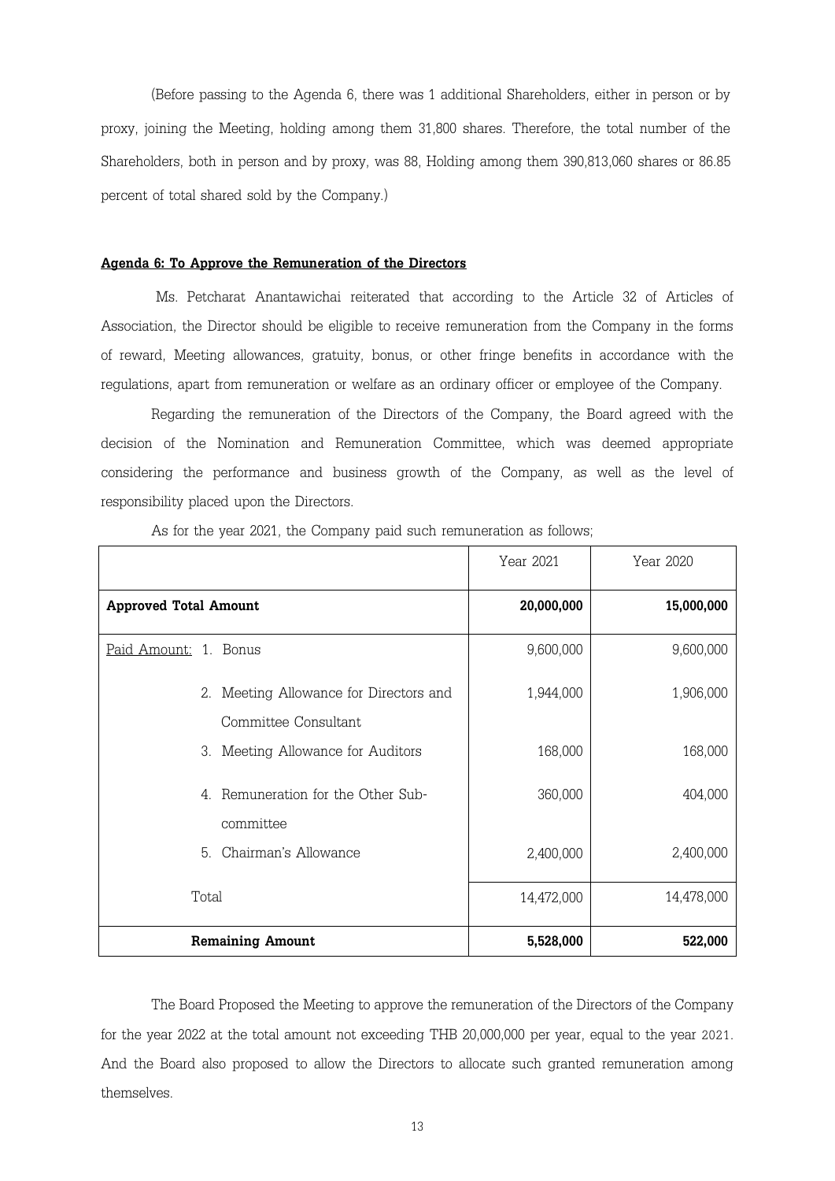(Before passing to the Agenda 6, there was 1 additional Shareholders, either in person or by proxy, joining the Meeting, holding among them 31,800 shares. Therefore, the total number of the Shareholders, both in person and by proxy, was 88, Holding among them 390,813,060 shares or 86.85 percent of total shared sold by the Company.)

**Agenda 6: To Approve the Remuneration of the Directors**

Ms. Petcharat Anantawichai reiterated that according to the Article 32 of Articles of Association, the Director should be eligible to receive remuneration from the Company in the forms of reward, Meeting allowances, gratuity, bonus, or other fringe benefits in accordance with the regulations, apart from remuneration or welfare as an ordinary officer or employee of the Company.

Regarding the remuneration of the Directors of the Company, the Board agreed with the decision of the Nomination and Remuneration Committee, which was deemed appropriate considering the performance and business growth of the Company, as well as the level of responsibility placed upon the Directors.

As for the year 2021, the Company paid such remuneration as follows;

| | Year 2021 | Year 2020 |
|---|---|---|
| **Approved Total Amount** | **20,000,000** | **15,000,000** |
| Paid Amount: 1. Bonus | 9,600,000 | 9,600,000 |
| 2. Meeting Allowance for Directors and Committee Consultant | 1,944,000 | 1,906,000 |
| 3. Meeting Allowance for Auditors | 168,000 | 168,000 |
| 4. Remuneration for the Other Sub-committee | 360,000 | 404,000 |
| 5. Chairman's Allowance | 2,400,000 | 2,400,000 |
| Total | 14,472,000 | 14,478,000 |
| **Remaining Amount** | **5,528,000** | **522,000** |

The Board Proposed the Meeting to approve the remuneration of the Directors of the Company for the year 2022 at the total amount not exceeding THB 20,000,000 per year, equal to the year 2021. And the Board also proposed to allow the Directors to allocate such granted remuneration among themselves.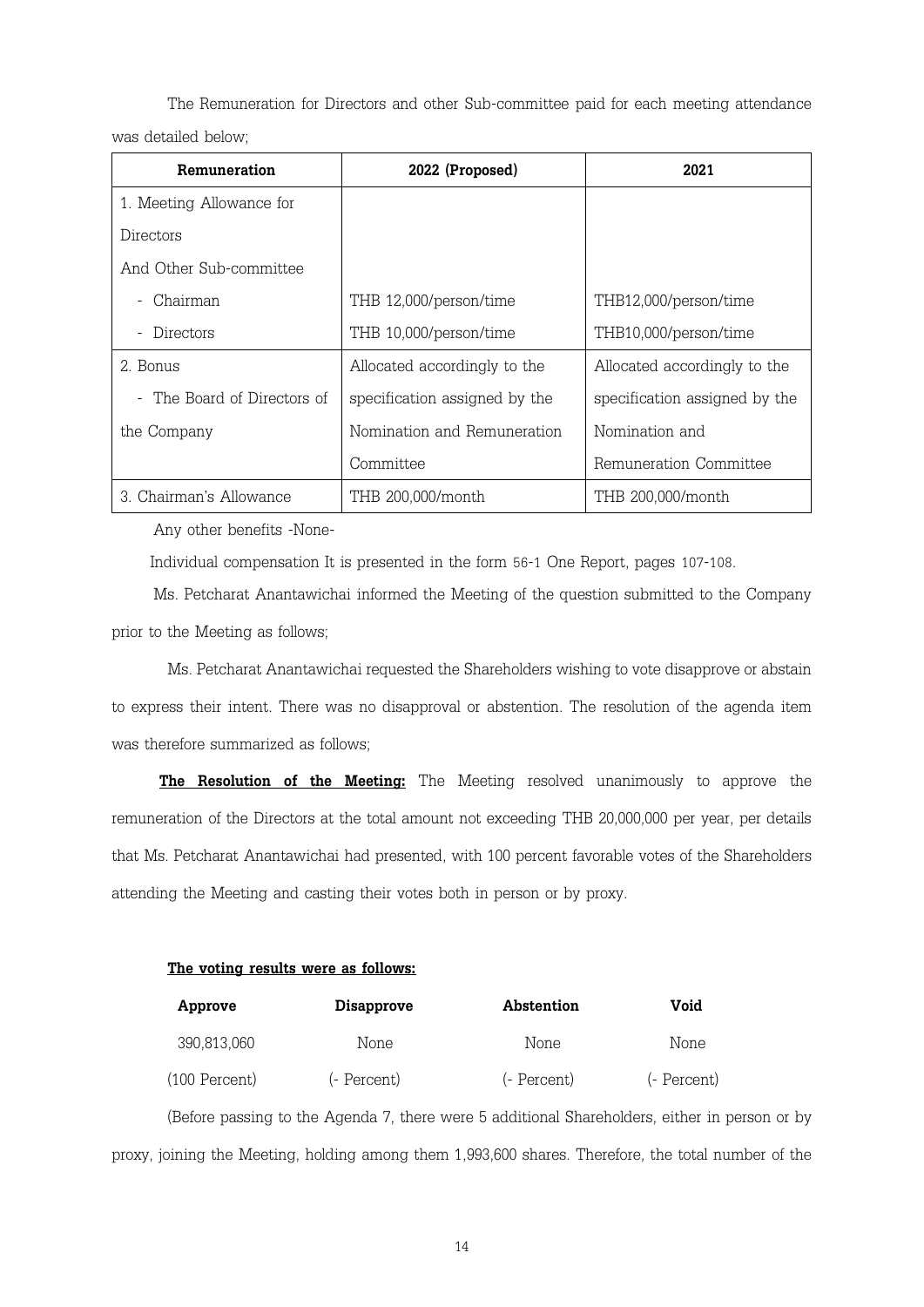The Remuneration for Directors and other Sub-committee paid for each meeting attendance was detailed below;

| Remuneration | 2022 (Proposed) | 2021 |
| --- | --- | --- |
| 1. Meeting Allowance for Directors And Other Sub-committee | | |
| - Chairman | THB 12,000/person/time | THB12,000/person/time |
| - Directors | THB 10,000/person/time | THB10,000/person/time |
| 2. Bonus - The Board of Directors of the Company | Allocated accordingly to the specification assigned by the Nomination and Remuneration Committee | Allocated accordingly to the specification assigned by the Nomination and Remuneration Committee |
| 3. Chairman's Allowance | THB 200,000/month | THB 200,000/month |

Any other benefits -None-

Individual compensation It is presented in the form 56-1 One Report, pages 107-108.

Ms. Petcharat Anantawichai informed the Meeting of the question submitted to the Company prior to the Meeting as follows;

Ms. Petcharat Anantawichai requested the Shareholders wishing to vote disapprove or abstain to express their intent. There was no disapproval or abstention. The resolution of the agenda item was therefore summarized as follows;

**The Resolution of the Meeting:** The Meeting resolved unanimously to approve the remuneration of the Directors at the total amount not exceeding THB 20,000,000 per year, per details that Ms. Petcharat Anantawichai had presented, with 100 percent favorable votes of the Shareholders attending the Meeting and casting their votes both in person or by proxy.

**The voting results were as follows:**

| Approve | Disapprove | Abstention | Void |
| --- | --- | --- | --- |
| 390,813,060 | None | None | None |
| (100 Percent) | (- Percent) | (- Percent) | (- Percent) |

(Before passing to the Agenda 7, there were 5 additional Shareholders, either in person or by proxy, joining the Meeting, holding among them 1,993,600 shares. Therefore, the total number of the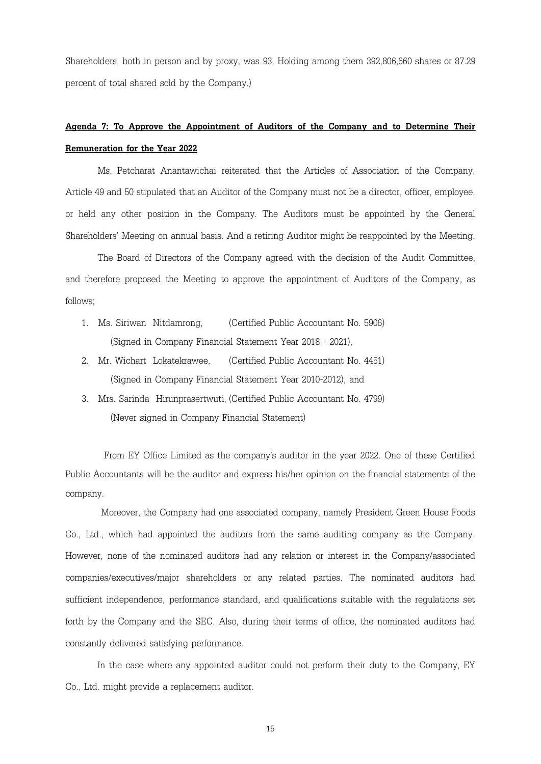Shareholders, both in person and by proxy, was 93, Holding among them 392,806,660 shares or 87.29 percent of total shared sold by the Company.)

**Agenda 7: To Approve the Appointment of Auditors of the Company and to Determine Their Remuneration for the Year 2022**

Ms. Petcharat Anantawichai reiterated that the Articles of Association of the Company, Article 49 and 50 stipulated that an Auditor of the Company must not be a director, officer, employee, or held any other position in the Company. The Auditors must be appointed by the General Shareholders' Meeting on annual basis. And a retiring Auditor might be reappointed by the Meeting.

The Board of Directors of the Company agreed with the decision of the Audit Committee, and therefore proposed the Meeting to approve the appointment of Auditors of the Company, as follows;

1. Ms. Siriwan Nitdamrong, (Certified Public Accountant No. 5906)
   (Signed in Company Financial Statement Year 2018 - 2021),
2. Mr. Wichart Lokatekrawee, (Certified Public Accountant No. 4451)
   (Signed in Company Financial Statement Year 2010-2012), and
3. Mrs. Sarinda Hirunprasertwuti, (Certified Public Accountant No. 4799)
   (Never signed in Company Financial Statement)

From EY Office Limited as the company's auditor in the year 2022. One of these Certified Public Accountants will be the auditor and express his/her opinion on the financial statements of the company.

Moreover, the Company had one associated company, namely President Green House Foods Co., Ltd., which had appointed the auditors from the same auditing company as the Company. However, none of the nominated auditors had any relation or interest in the Company/associated companies/executives/major shareholders or any related parties. The nominated auditors had sufficient independence, performance standard, and qualifications suitable with the regulations set forth by the Company and the SEC. Also, during their terms of office, the nominated auditors had constantly delivered satisfying performance.

In the case where any appointed auditor could not perform their duty to the Company, EY Co., Ltd. might provide a replacement auditor.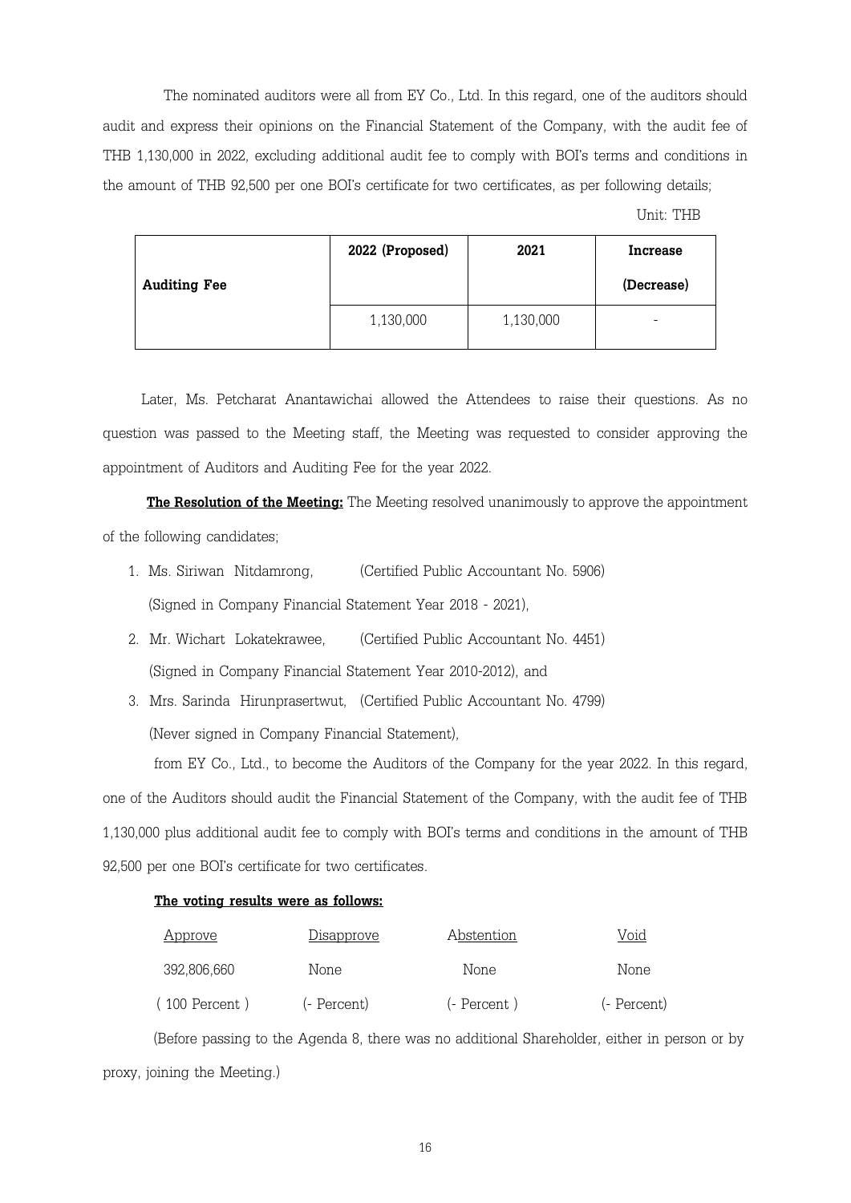The nominated auditors were all from EY Co., Ltd. In this regard, one of the auditors should audit and express their opinions on the Financial Statement of the Company, with the audit fee of THB 1,130,000 in 2022, excluding additional audit fee to comply with BOI's terms and conditions in the amount of THB 92,500 per one BOI's certificate for two certificates, as per following details;

Unit: THB

| Auditing Fee | 2022 (Proposed) | 2021 | Increase (Decrease) |
|---|---|---|---|
| | 1,130,000 | 1,130,000 | - |

Later, Ms. Petcharat Anantawichai allowed the Attendees to raise their questions. As no question was passed to the Meeting staff, the Meeting was requested to consider approving the appointment of Auditors and Auditing Fee for the year 2022.

**The Resolution of the Meeting:** The Meeting resolved unanimously to approve the appointment of the following candidates;

1. Ms. Siriwan Nitdamrong, (Certified Public Accountant No. 5906)
   (Signed in Company Financial Statement Year 2018 - 2021),
2. Mr. Wichart Lokatekrawee, (Certified Public Accountant No. 4451)
   (Signed in Company Financial Statement Year 2010-2012), and
3. Mrs. Sarinda Hirunprasertwut, (Certified Public Accountant No. 4799)
   (Never signed in Company Financial Statement),

from EY Co., Ltd., to become the Auditors of the Company for the year 2022. In this regard, one of the Auditors should audit the Financial Statement of the Company, with the audit fee of THB 1,130,000 plus additional audit fee to comply with BOI's terms and conditions in the amount of THB 92,500 per one BOI's certificate for two certificates.

**The voting results were as follows:**

| Approve | Disapprove | Abstention | Void |
|---|---|---|---|
| 392,806,660 | None | None | None |
| ( 100 Percent ) | (- Percent) | (- Percent ) | (- Percent) |

(Before passing to the Agenda 8, there was no additional Shareholder, either in person or by proxy, joining the Meeting.)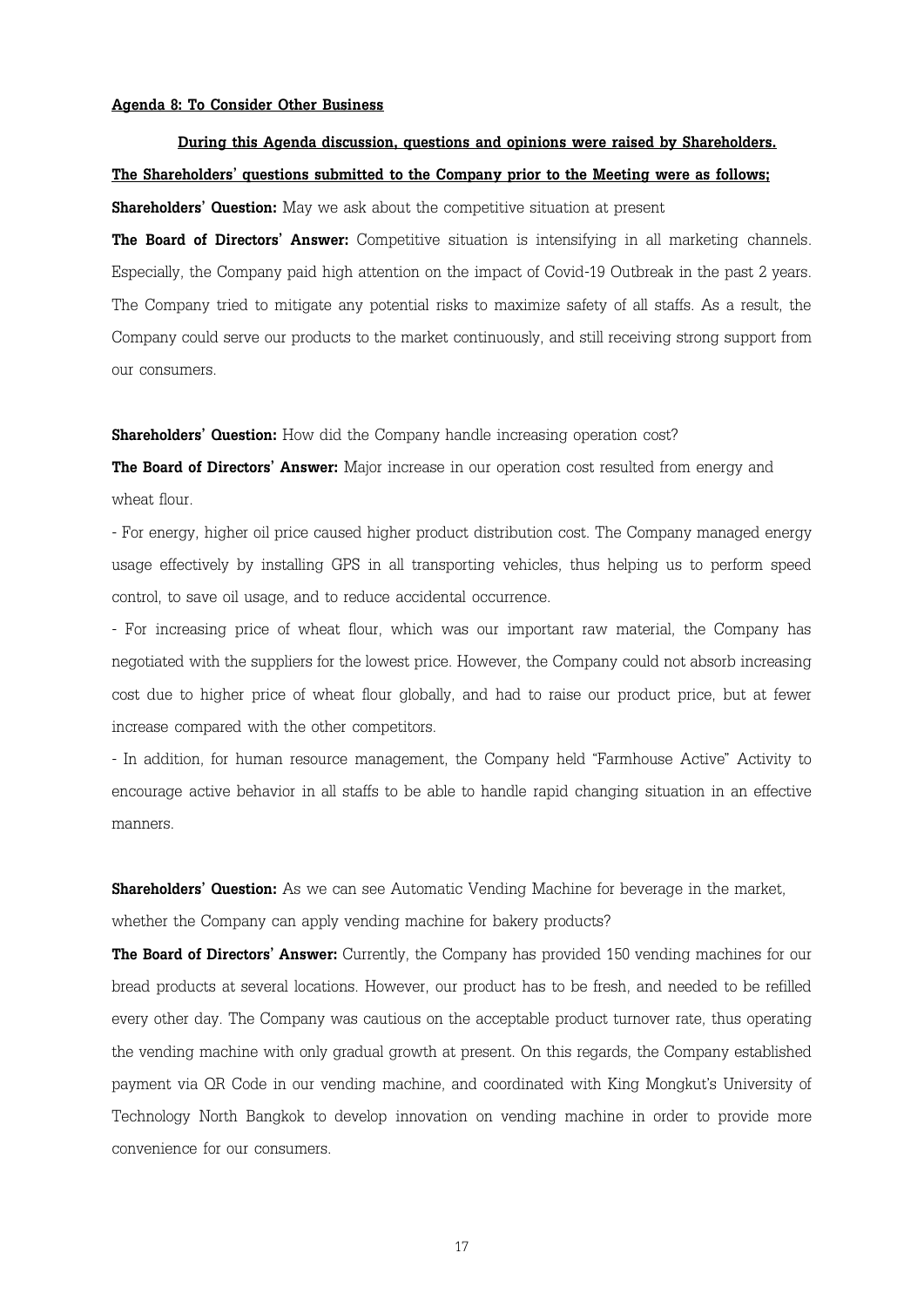**Agenda 8: To Consider Other Business**

**During this Agenda discussion, questions and opinions were raised by Shareholders.**

**The Shareholders' questions submitted to the Company prior to the Meeting were as follows;**

**Shareholders' Question:** May we ask about the competitive situation at present

**The Board of Directors' Answer:** Competitive situation is intensifying in all marketing channels. Especially, the Company paid high attention on the impact of Covid-19 Outbreak in the past 2 years. The Company tried to mitigate any potential risks to maximize safety of all staffs. As a result, the Company could serve our products to the market continuously, and still receiving strong support from our consumers.

**Shareholders' Question:** How did the Company handle increasing operation cost?

**The Board of Directors' Answer:** Major increase in our operation cost resulted from energy and wheat flour.

- For energy, higher oil price caused higher product distribution cost. The Company managed energy usage effectively by installing GPS in all transporting vehicles, thus helping us to perform speed control, to save oil usage, and to reduce accidental occurrence.
- For increasing price of wheat flour, which was our important raw material, the Company has negotiated with the suppliers for the lowest price. However, the Company could not absorb increasing cost due to higher price of wheat flour globally, and had to raise our product price, but at fewer increase compared with the other competitors.
- In addition, for human resource management, the Company held "Farmhouse Active" Activity to encourage active behavior in all staffs to be able to handle rapid changing situation in an effective manners.

**Shareholders' Question:** As we can see Automatic Vending Machine for beverage in the market, whether the Company can apply vending machine for bakery products?

**The Board of Directors' Answer:** Currently, the Company has provided 150 vending machines for our bread products at several locations. However, our product has to be fresh, and needed to be refilled every other day. The Company was cautious on the acceptable product turnover rate, thus operating the vending machine with only gradual growth at present. On this regards, the Company established payment via QR Code in our vending machine, and coordinated with King Mongkut's University of Technology North Bangkok to develop innovation on vending machine in order to provide more convenience for our consumers.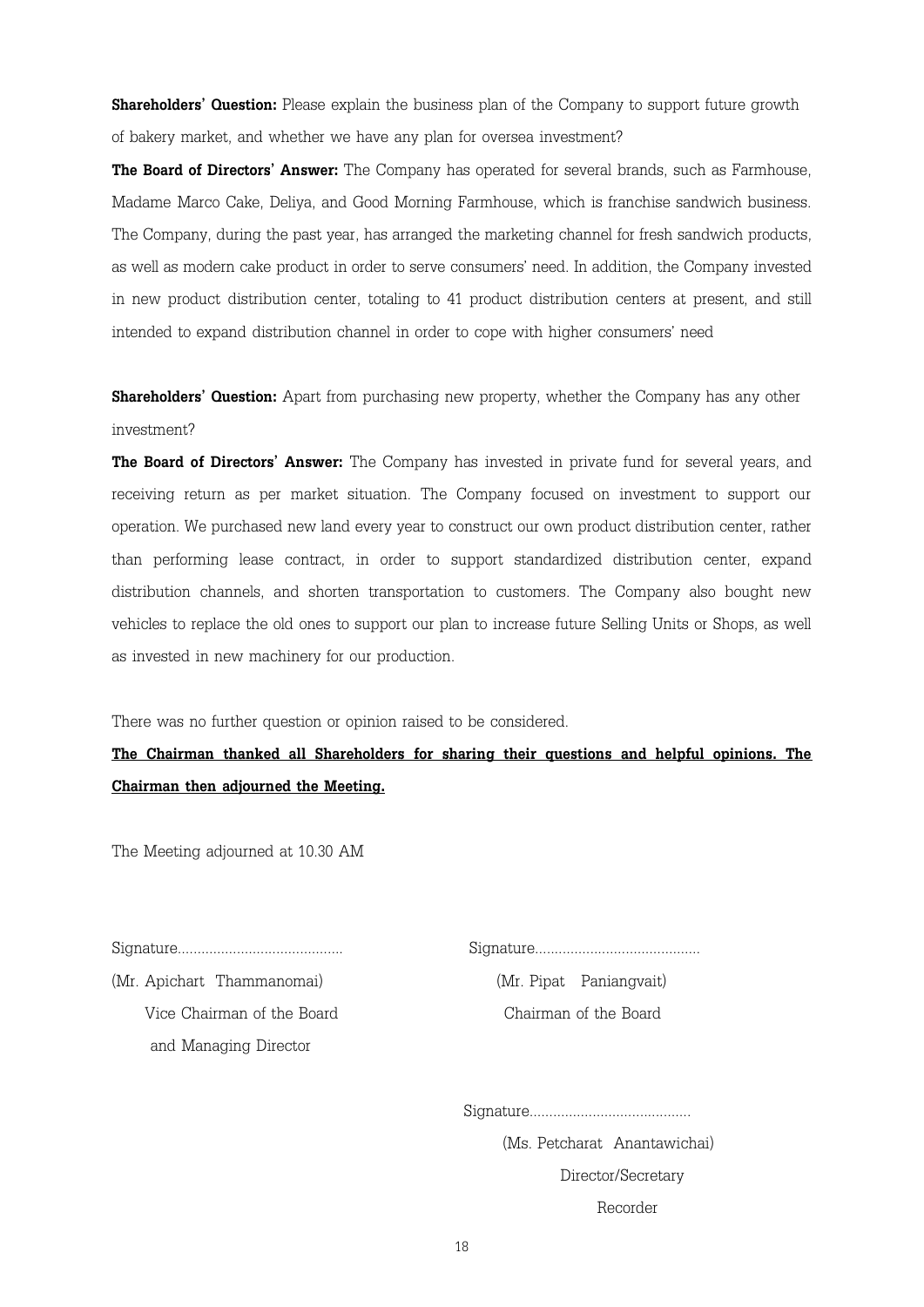**Shareholders' Question:** Please explain the business plan of the Company to support future growth of bakery market, and whether we have any plan for oversea investment?

**The Board of Directors' Answer:** The Company has operated for several brands, such as Farmhouse, Madame Marco Cake, Deliya, and Good Morning Farmhouse, which is franchise sandwich business. The Company, during the past year, has arranged the marketing channel for fresh sandwich products, as well as modern cake product in order to serve consumers' need. In addition, the Company invested in new product distribution center, totaling to 41 product distribution centers at present, and still intended to expand distribution channel in order to cope with higher consumers' need

**Shareholders' Question:** Apart from purchasing new property, whether the Company has any other investment?

**The Board of Directors' Answer:** The Company has invested in private fund for several years, and receiving return as per market situation. The Company focused on investment to support our operation. We purchased new land every year to construct our own product distribution center, rather than performing lease contract, in order to support standardized distribution center, expand distribution channels, and shorten transportation to customers. The Company also bought new vehicles to replace the old ones to support our plan to increase future Selling Units or Shops, as well as invested in new machinery for our production.

There was no further question or opinion raised to be considered.

**The Chairman thanked all Shareholders for sharing their questions and helpful opinions. The Chairman then adjourned the Meeting.**

The Meeting adjourned at 10.30 AM

Signature.........................................
(Mr. Apichart Thammanomai)
Vice Chairman of the Board
and Managing Director

Signature.........................................
(Mr. Pipat Paniangvait)
Chairman of the Board

Signature........................................
(Ms. Petcharat Anantawichai)
Director/Secretary
Recorder